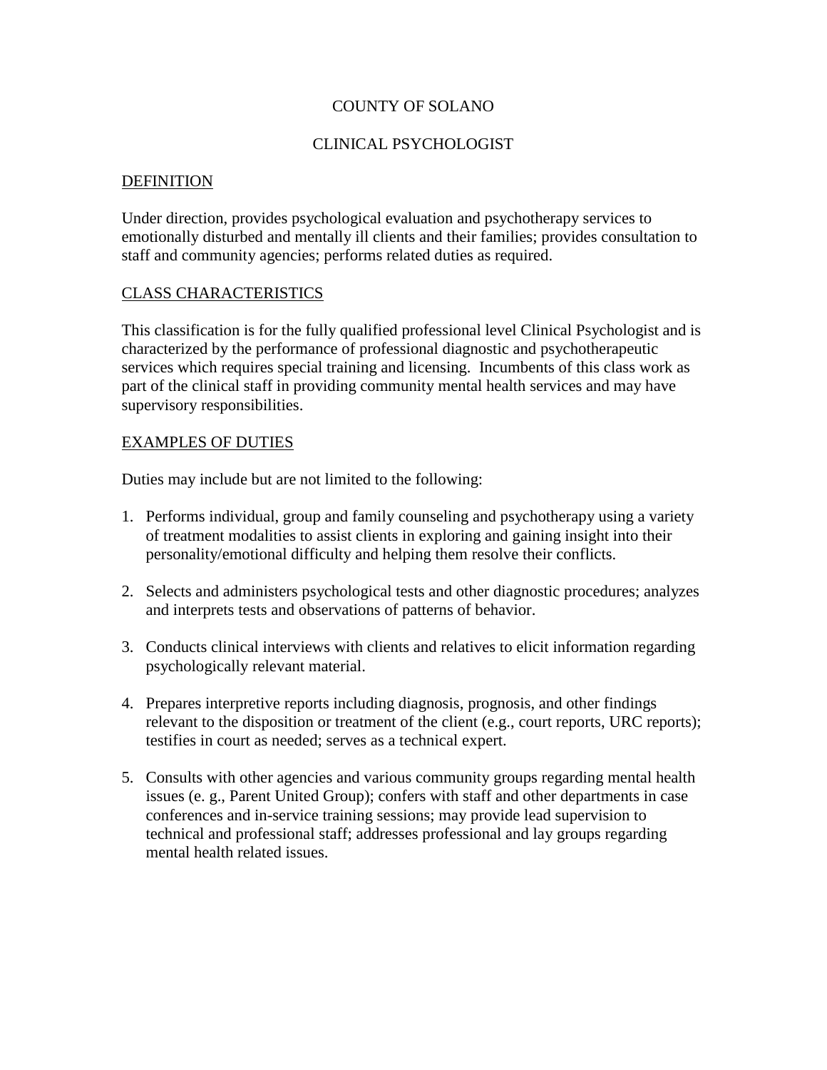# COUNTY OF SOLANO

## CLINICAL PSYCHOLOGIST

### DEFINITION

Under direction, provides psychological evaluation and psychotherapy services to emotionally disturbed and mentally ill clients and their families; provides consultation to staff and community agencies; performs related duties as required.

### CLASS CHARACTERISTICS

This classification is for the fully qualified professional level Clinical Psychologist and is characterized by the performance of professional diagnostic and psychotherapeutic services which requires special training and licensing. Incumbents of this class work as part of the clinical staff in providing community mental health services and may have supervisory responsibilities.

### EXAMPLES OF DUTIES

Duties may include but are not limited to the following:

1. Performs individual, group and family counseling and psychotherapy using a variety of treatment modalities to assist clients in exploring and gaining insight into their personality/emotional difficulty and helping them resolve their conflicts.

2. Selects and administers psychological tests and other diagnostic procedures; analyzes and interprets tests and observations of patterns of behavior.

3. Conducts clinical interviews with clients and relatives to elicit information regarding psychologically relevant material.

4. Prepares interpretive reports including diagnosis, prognosis, and other findings relevant to the disposition or treatment of the client (e.g., court reports, URC reports); testifies in court as needed; serves as a technical expert.

5. Consults with other agencies and various community groups regarding mental health issues (e. g., Parent United Group); confers with staff and other departments in case conferences and in-service training sessions; may provide lead supervision to technical and professional staff; addresses professional and lay groups regarding mental health related issues.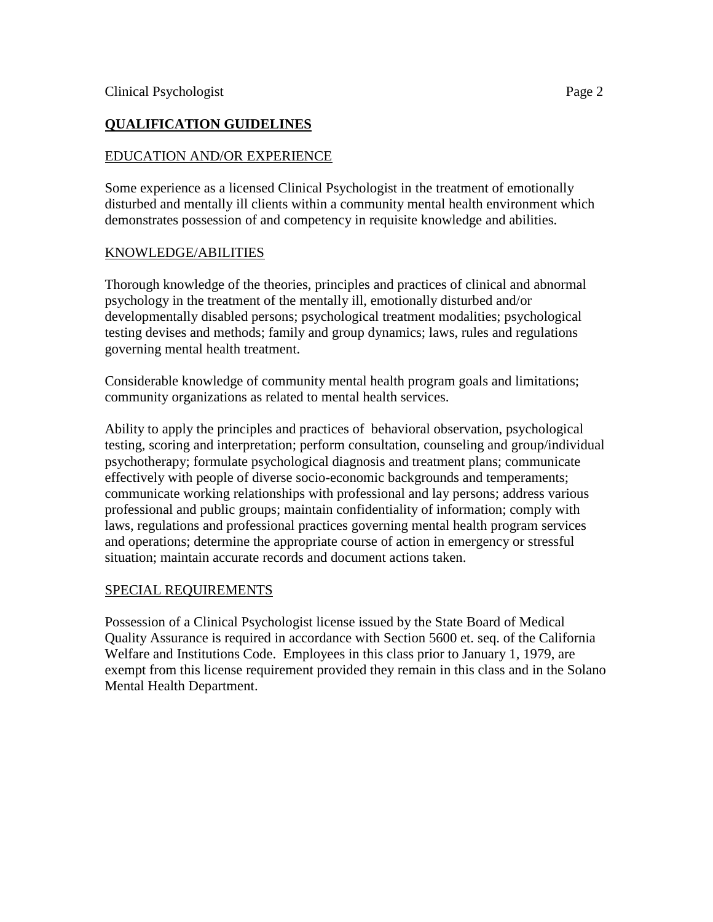## QUALIFICATION GUIDELINES

### EDUCATION AND/OR EXPERIENCE

Some experience as a licensed Clinical Psychologist in the treatment of emotionally disturbed and mentally ill clients within a community mental health environment which demonstrates possession of and competency in requisite knowledge and abilities.

### KNOWLEDGE/ABILITIES

Thorough knowledge of the theories, principles and practices of clinical and abnormal psychology in the treatment of the mentally ill, emotionally disturbed and/or developmentally disabled persons; psychological treatment modalities; psychological testing devises and methods; family and group dynamics; laws, rules and regulations governing mental health treatment.

Considerable knowledge of community mental health program goals and limitations; community organizations as related to mental health services.

Ability to apply the principles and practices of behavioral observation, psychological testing, scoring and interpretation; perform consultation, counseling and group/individual psychotherapy; formulate psychological diagnosis and treatment plans; communicate effectively with people of diverse socio-economic backgrounds and temperaments; communicate working relationships with professional and lay persons; address various professional and public groups; maintain confidentiality of information; comply with laws, regulations and professional practices governing mental health program services and operations; determine the appropriate course of action in emergency or stressful situation; maintain accurate records and document actions taken.

### SPECIAL REQUIREMENTS

Possession of a Clinical Psychologist license issued by the State Board of Medical Quality Assurance is required in accordance with Section 5600 et. seq. of the California Welfare and Institutions Code. Employees in this class prior to January 1, 1979, are exempt from this license requirement provided they remain in this class and in the Solano Mental Health Department.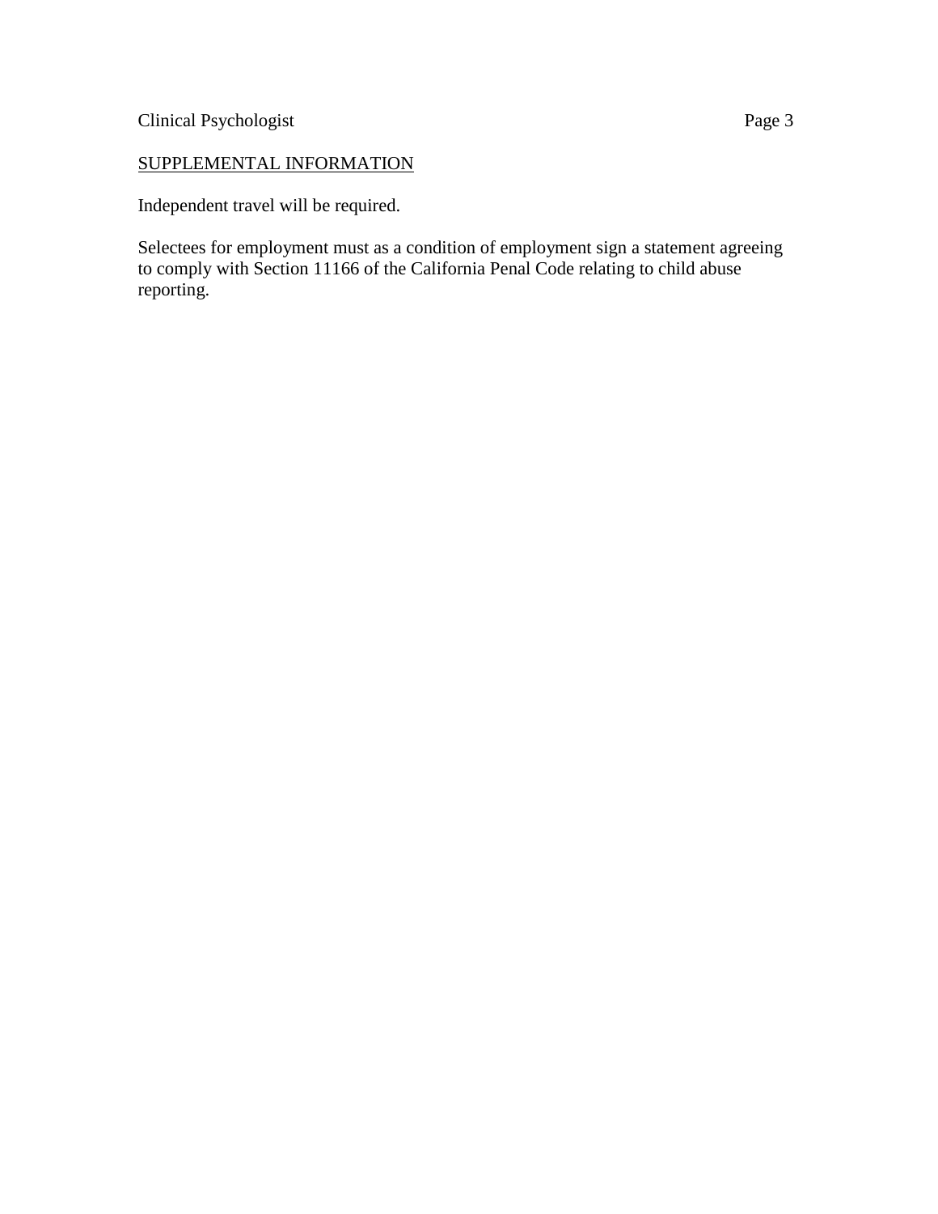## SUPPLEMENTAL INFORMATION

Independent travel will be required.

Selectees for employment must as a condition of employment sign a statement agreeing to comply with Section 11166 of the California Penal Code relating to child abuse reporting.